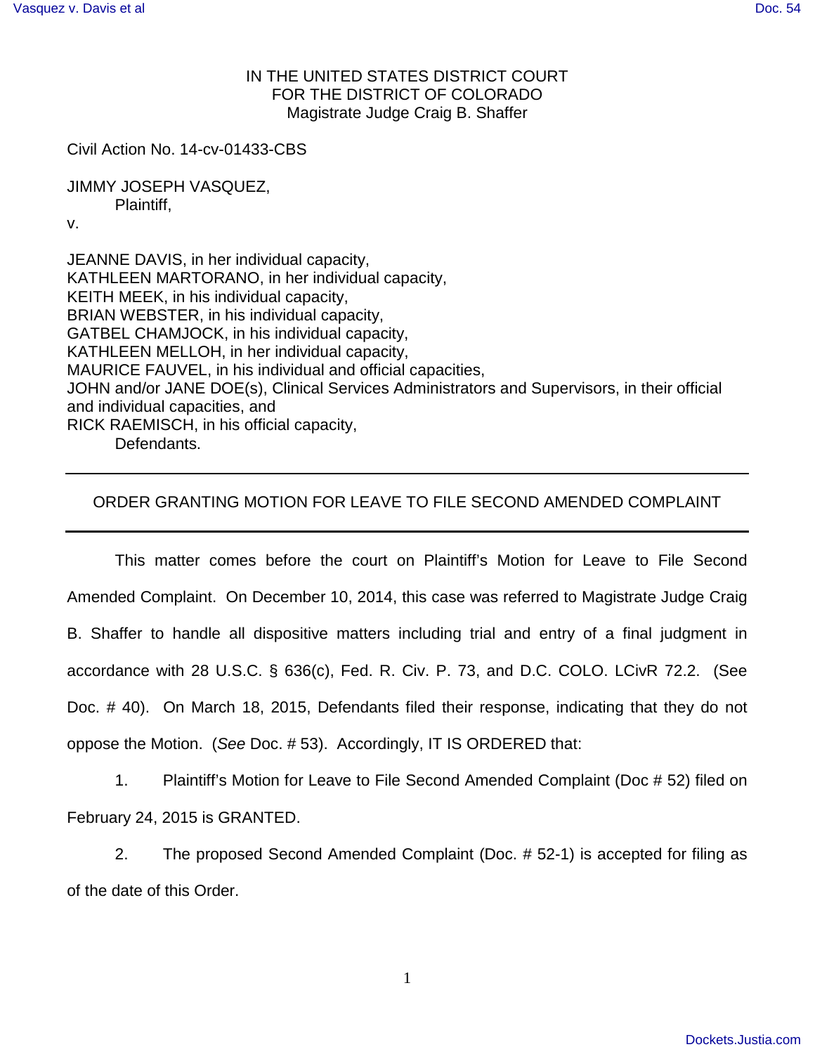IN THE UNITED STATES DISTRICT COURT
FOR THE DISTRICT OF COLORADO
Magistrate Judge Craig B. Shaffer

Civil Action No. 14-cv-01433-CBS

JIMMY JOSEPH VASQUEZ,
Plaintiff,
v.

JEANNE DAVIS, in her individual capacity,
KATHLEEN MARTORANO, in her individual capacity,
KEITH MEEK, in his individual capacity,
BRIAN WEBSTER, in his individual capacity,
GATBEL CHAMJOCK, in his individual capacity,
KATHLEEN MELLOH, in her individual capacity,
MAURICE FAUVEL, in his individual and official capacities,
JOHN and/or JANE DOE(s), Clinical Services Administrators and Supervisors, in their official and individual capacities, and
RICK RAEMISCH, in his official capacity,
Defendants.

---

## ORDER GRANTING MOTION FOR LEAVE TO FILE SECOND AMENDED COMPLAINT

---

This matter comes before the court on Plaintiff's Motion for Leave to File Second Amended Complaint. On December 10, 2014, this case was referred to Magistrate Judge Craig B. Shaffer to handle all dispositive matters including trial and entry of a final judgment in accordance with 28 U.S.C. § 636(c), Fed. R. Civ. P. 73, and D.C. COLO. LCivR 72.2. (See Doc. # 40). On March 18, 2015, Defendants filed their response, indicating that they do not oppose the Motion. (*See* Doc. # 53). Accordingly, IT IS ORDERED that:

1. Plaintiff's Motion for Leave to File Second Amended Complaint (Doc # 52) filed on February 24, 2015 is GRANTED.

2. The proposed Second Amended Complaint (Doc. # 52-1) is accepted for filing as of the date of this Order.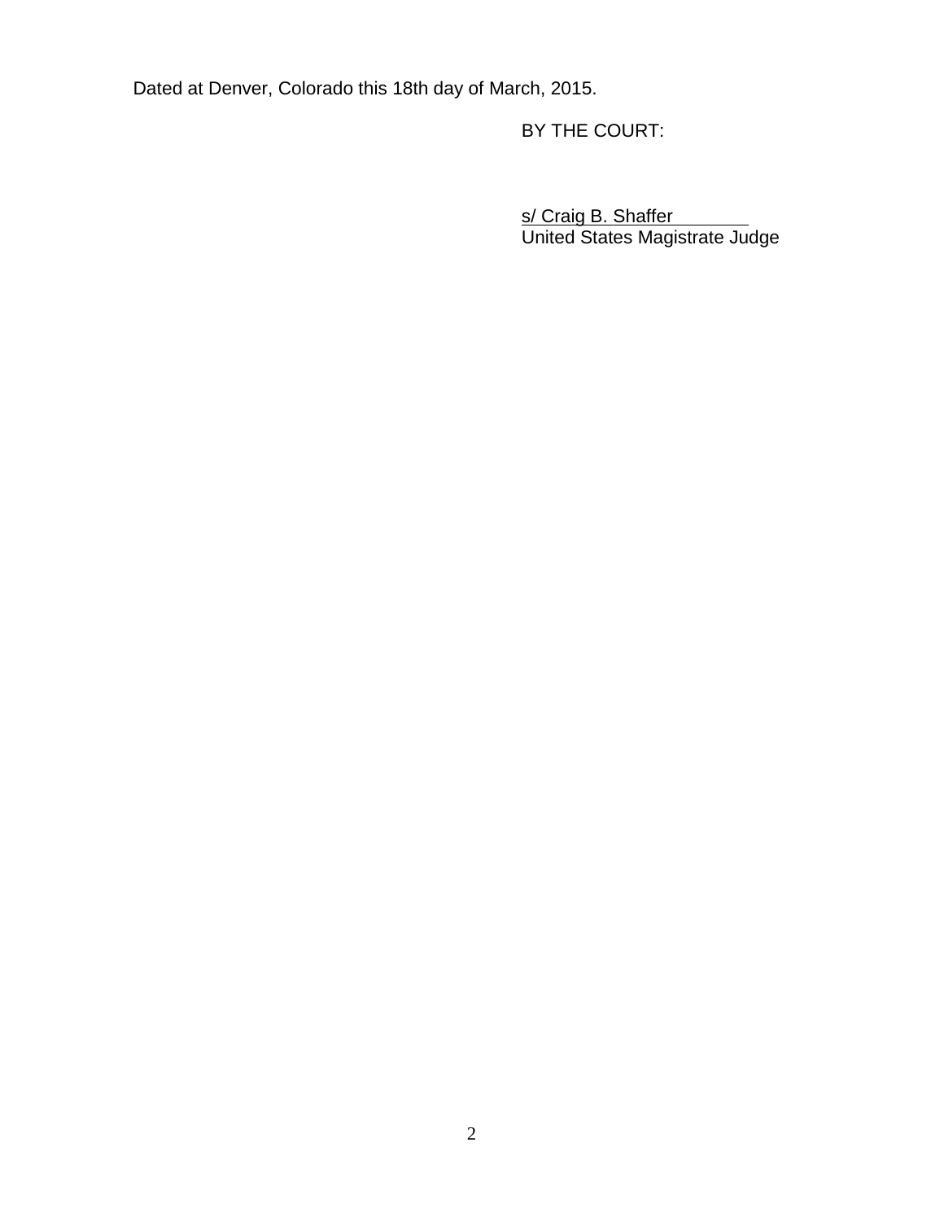Dated at Denver, Colorado this 18th day of March, 2015.

BY THE COURT:

s/ Craig B. Shaffer
United States Magistrate Judge